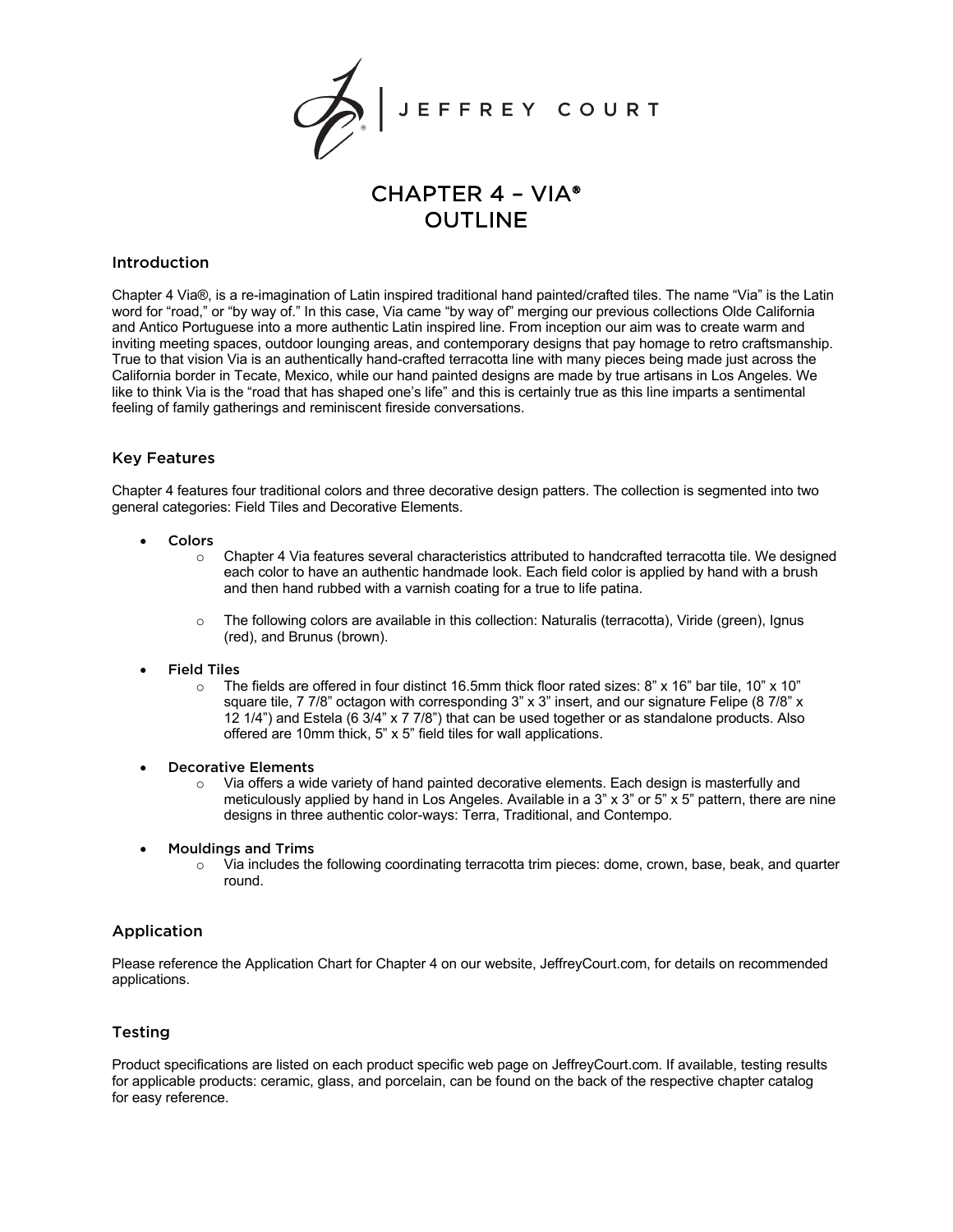JEFFREY COURT

# CHAPTER 4 – VIA®
# OUTLINE

## Introduction

Chapter 4 Via®, is a re-imagination of Latin inspired traditional hand painted/crafted tiles. The name "Via" is the Latin word for "road," or "by way of." In this case, Via came "by way of" merging our previous collections Olde California and Antico Portuguese into a more authentic Latin inspired line. From inception our aim was to create warm and inviting meeting spaces, outdoor lounging areas, and contemporary designs that pay homage to retro craftsmanship. True to that vision Via is an authentically hand-crafted terracotta line with many pieces being made just across the California border in Tecate, Mexico, while our hand painted designs are made by true artisans in Los Angeles. We like to think Via is the "road that has shaped one's life" and this is certainly true as this line imparts a sentimental feeling of family gatherings and reminiscent fireside conversations.

## Key Features

Chapter 4 features four traditional colors and three decorative design patters. The collection is segmented into two general categories: Field Tiles and Decorative Elements.

- Colors
  - Chapter 4 Via features several characteristics attributed to handcrafted terracotta tile. We designed each color to have an authentic handmade look. Each field color is applied by hand with a brush and then hand rubbed with a varnish coating for a true to life patina.
  - The following colors are available in this collection: Naturalis (terracotta), Viride (green), Ignus (red), and Brunus (brown).
- Field Tiles
  - The fields are offered in four distinct 16.5mm thick floor rated sizes: 8" x 16" bar tile, 10" x 10" square tile, 7 7/8" octagon with corresponding 3" x 3" insert, and our signature Felipe (8 7/8" x 12 1/4") and Estela (6 3/4" x 7 7/8") that can be used together or as standalone products. Also offered are 10mm thick, 5" x 5" field tiles for wall applications.
- Decorative Elements
  - Via offers a wide variety of hand painted decorative elements. Each design is masterfully and meticulously applied by hand in Los Angeles. Available in a 3" x 3" or 5" x 5" pattern, there are nine designs in three authentic color-ways: Terra, Traditional, and Contempo.
- Mouldings and Trims
  - Via includes the following coordinating terracotta trim pieces: dome, crown, base, beak, and quarter round.

## Application

Please reference the Application Chart for Chapter 4 on our website, JeffreyCourt.com, for details on recommended applications.

## Testing

Product specifications are listed on each product specific web page on JeffreyCourt.com. If available, testing results for applicable products: ceramic, glass, and porcelain, can be found on the back of the respective chapter catalog for easy reference.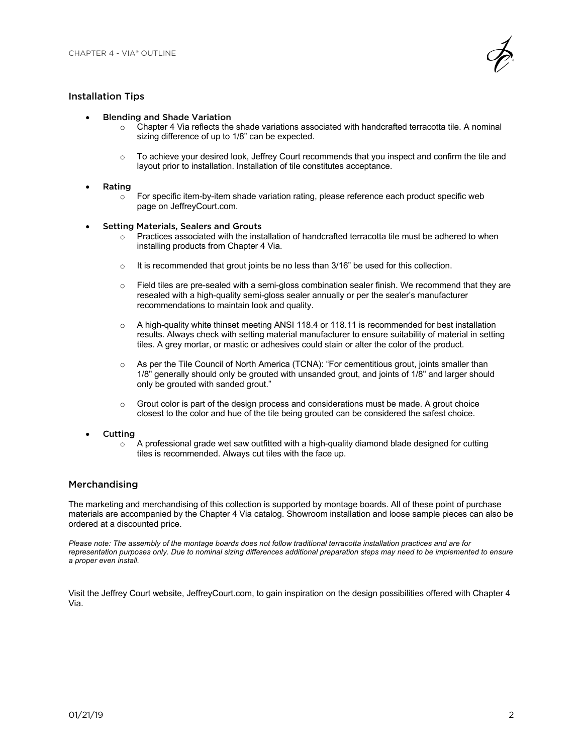## Installation Tips

- **Blending and Shade Variation**
  - Chapter 4 Via reflects the shade variations associated with handcrafted terracotta tile. A nominal sizing difference of up to 1/8" can be expected.
  - To achieve your desired look, Jeffrey Court recommends that you inspect and confirm the tile and layout prior to installation. Installation of tile constitutes acceptance.
- **Rating**
  - For specific item-by-item shade variation rating, please reference each product specific web page on JeffreyCourt.com.
- **Setting Materials, Sealers and Grouts**
  - Practices associated with the installation of handcrafted terracotta tile must be adhered to when installing products from Chapter 4 Via.
  - It is recommended that grout joints be no less than 3/16" be used for this collection.
  - Field tiles are pre-sealed with a semi-gloss combination sealer finish. We recommend that they are resealed with a high-quality semi-gloss sealer annually or per the sealer's manufacturer recommendations to maintain look and quality.
  - A high-quality white thinset meeting ANSI 118.4 or 118.11 is recommended for best installation results. Always check with setting material manufacturer to ensure suitability of material in setting tiles. A grey mortar, or mastic or adhesives could stain or alter the color of the product.
  - As per the Tile Council of North America (TCNA): "For cementitious grout, joints smaller than 1/8" generally should only be grouted with unsanded grout, and joints of 1/8" and larger should only be grouted with sanded grout."
  - Grout color is part of the design process and considerations must be made. A grout choice closest to the color and hue of the tile being grouted can be considered the safest choice.
- **Cutting**
  - A professional grade wet saw outfitted with a high-quality diamond blade designed for cutting tiles is recommended. Always cut tiles with the face up.

## Merchandising

The marketing and merchandising of this collection is supported by montage boards. All of these point of purchase materials are accompanied by the Chapter 4 Via catalog. Showroom installation and loose sample pieces can also be ordered at a discounted price.

*Please note: The assembly of the montage boards does not follow traditional terracotta installation practices and are for representation purposes only. Due to nominal sizing differences additional preparation steps may need to be implemented to ensure a proper even install.*

Visit the Jeffrey Court website, JeffreyCourt.com, to gain inspiration on the design possibilities offered with Chapter 4 Via.